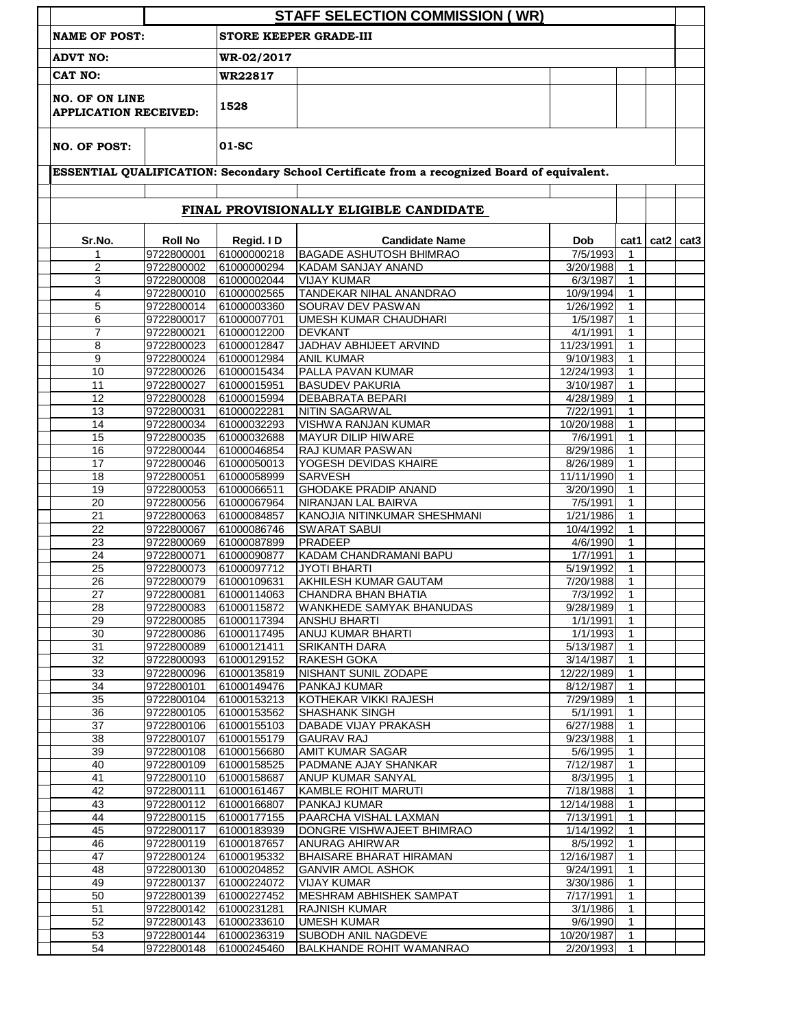## STAFF SELECTION COMMISSION ( WR)

| | |
|---|---|
| **NAME OF POST:** | **STORE KEEPER GRADE-III** |
| **ADVT NO:** | **WR-02/2017** |
| **CAT NO:** | **WR22817** |
| **NO. OF ON LINE APPLICATION RECEIVED:** | **1528** |
| **NO. OF POST:** | **01-SC** |

**ESSENTIAL QUALIFICATION: Secondary School Certificate from a recognized Board of equivalent.**

### FINAL PROVISIONALLY ELIGIBLE CANDIDATE

| Sr.No. | Roll No | Regid. I D | Candidate Name | Dob | cat1 | cat2 | cat3 |
|---|---|---|---|---|---|---|---|
| 1 | 9722800001 | 61000000218 | BAGADE ASHUTOSH BHIMRAO | 7/5/1993 | 1 | | |
| 2 | 9722800002 | 61000000294 | KADAM SANJAY ANAND | 3/20/1988 | 1 | | |
| 3 | 9722800008 | 61000002044 | VIJAY KUMAR | 6/3/1987 | 1 | | |
| 4 | 9722800010 | 61000002565 | TANDEKAR NIHAL ANANDRAO | 10/9/1994 | 1 | | |
| 5 | 9722800014 | 61000003360 | SOURAV DEV PASWAN | 1/26/1992 | 1 | | |
| 6 | 9722800017 | 61000007701 | UMESH KUMAR CHAUDHARI | 1/5/1987 | 1 | | |
| 7 | 9722800021 | 61000012200 | DEVKANT | 4/1/1991 | 1 | | |
| 8 | 9722800023 | 61000012847 | JADHAV ABHIJEET ARVIND | 11/23/1991 | 1 | | |
| 9 | 9722800024 | 61000012984 | ANIL KUMAR | 9/10/1983 | 1 | | |
| 10 | 9722800026 | 61000015434 | PALLA PAVAN KUMAR | 12/24/1993 | 1 | | |
| 11 | 9722800027 | 61000015951 | BASUDEV PAKURIA | 3/10/1987 | 1 | | |
| 12 | 9722800028 | 61000015994 | DEBABRATA BEPARI | 4/28/1989 | 1 | | |
| 13 | 9722800031 | 61000022281 | NITIN SAGARWAL | 7/22/1991 | 1 | | |
| 14 | 9722800034 | 61000032293 | VISHWA RANJAN KUMAR | 10/20/1988 | 1 | | |
| 15 | 9722800035 | 61000032688 | MAYUR DILIP HIWARE | 7/6/1991 | 1 | | |
| 16 | 9722800044 | 61000046854 | RAJ KUMAR PASWAN | 8/29/1986 | 1 | | |
| 17 | 9722800046 | 61000050013 | YOGESH DEVIDAS KHAIRE | 8/26/1989 | 1 | | |
| 18 | 9722800051 | 61000058999 | SARVESH | 11/11/1990 | 1 | | |
| 19 | 9722800053 | 61000066511 | GHODAKE PRADIP ANAND | 3/20/1990 | 1 | | |
| 20 | 9722800056 | 61000067964 | NIRANJAN LAL BAIRVA | 7/5/1991 | 1 | | |
| 21 | 9722800063 | 61000084857 | KANOJIA NITINKUMAR SHESHMANI | 1/21/1986 | 1 | | |
| 22 | 9722800067 | 61000086746 | SWARAT SABUI | 10/4/1992 | 1 | | |
| 23 | 9722800069 | 61000087899 | PRADEEP | 4/6/1990 | 1 | | |
| 24 | 9722800071 | 61000090877 | KADAM CHANDRAMANI BAPU | 1/7/1991 | 1 | | |
| 25 | 9722800073 | 61000097712 | JYOTI BHARTI | 5/19/1992 | 1 | | |
| 26 | 9722800079 | 61000109631 | AKHILESH KUMAR GAUTAM | 7/20/1988 | 1 | | |
| 27 | 9722800081 | 61000114063 | CHANDRA BHAN BHATIA | 7/3/1992 | 1 | | |
| 28 | 9722800083 | 61000115872 | WANKHEDE SAMYAK BHANUDAS | 9/28/1989 | 1 | | |
| 29 | 9722800085 | 61000117394 | ANSHU BHARTI | 1/1/1991 | 1 | | |
| 30 | 9722800086 | 61000117495 | ANUJ KUMAR BHARTI | 1/1/1993 | 1 | | |
| 31 | 9722800089 | 61000121411 | SRIKANTH DARA | 5/13/1987 | 1 | | |
| 32 | 9722800093 | 61000129152 | RAKESH GOKA | 3/14/1987 | 1 | | |
| 33 | 9722800096 | 61000135819 | NISHANT SUNIL ZODAPE | 12/22/1989 | 1 | | |
| 34 | 9722800101 | 61000149476 | PANKAJ KUMAR | 8/12/1987 | 1 | | |
| 35 | 9722800104 | 61000153213 | KOTHEKAR VIKKI RAJESH | 7/29/1989 | 1 | | |
| 36 | 9722800105 | 61000153562 | SHASHANK SINGH | 5/1/1991 | 1 | | |
| 37 | 9722800106 | 61000155103 | DABADE VIJAY PRAKASH | 6/27/1988 | 1 | | |
| 38 | 9722800107 | 61000155179 | GAURAV RAJ | 9/23/1988 | 1 | | |
| 39 | 9722800108 | 61000156680 | AMIT KUMAR SAGAR | 5/6/1995 | 1 | | |
| 40 | 9722800109 | 61000158525 | PADMANE AJAY SHANKAR | 7/12/1987 | 1 | | |
| 41 | 9722800110 | 61000158687 | ANUP KUMAR SANYAL | 8/3/1995 | 1 | | |
| 42 | 9722800111 | 61000161467 | KAMBLE ROHIT MARUTI | 7/18/1988 | 1 | | |
| 43 | 9722800112 | 61000166807 | PANKAJ KUMAR | 12/14/1988 | 1 | | |
| 44 | 9722800115 | 61000177155 | PAARCHA VISHAL LAXMAN | 7/13/1991 | 1 | | |
| 45 | 9722800117 | 61000183939 | DONGRE VISHWAJEET BHIMRAO | 1/14/1992 | 1 | | |
| 46 | 9722800119 | 61000187657 | ANURAG AHIRWAR | 8/5/1992 | 1 | | |
| 47 | 9722800124 | 61000195332 | BHAISARE BHARAT HIRAMAN | 12/16/1987 | 1 | | |
| 48 | 9722800130 | 61000204852 | GANVIR AMOL ASHOK | 9/24/1991 | 1 | | |
| 49 | 9722800137 | 61000224072 | VIJAY KUMAR | 3/30/1986 | 1 | | |
| 50 | 9722800139 | 61000227452 | MESHRAM ABHISHEK SAMPAT | 7/17/1991 | 1 | | |
| 51 | 9722800142 | 61000231281 | RAJNISH KUMAR | 3/1/1986 | 1 | | |
| 52 | 9722800143 | 61000233610 | UMESH KUMAR | 9/6/1990 | 1 | | |
| 53 | 9722800144 | 61000236319 | SUBODH ANIL NAGDEVE | 10/20/1987 | 1 | | |
| 54 | 9722800148 | 61000245460 | BALKHANDE ROHIT WAMANRAO | 2/20/1993 | 1 | | |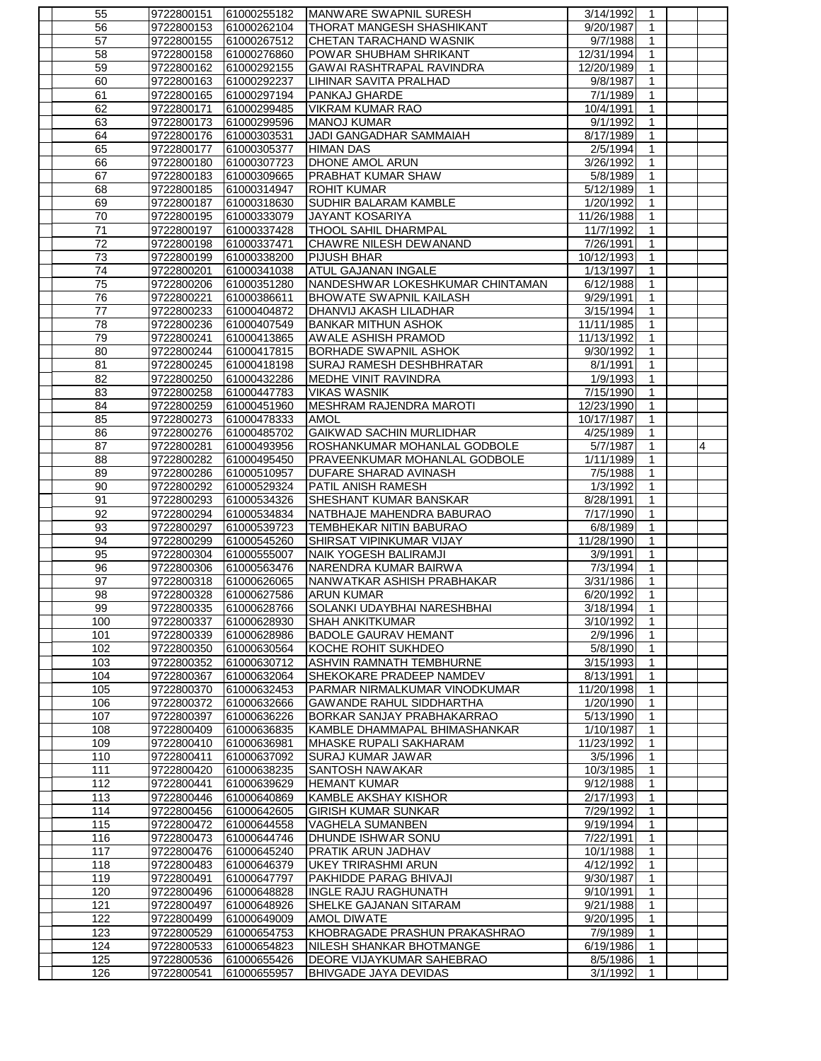| | | | | | | | |
|---|---|---|---|---|---|---|---|
| 55 | 9722800151 | 61000255182 | MANWARE SWAPNIL SURESH | 3/14/1992 | 1 | | |
| 56 | 9722800153 | 61000262104 | THORAT MANGESH SHASHIKANT | 9/20/1987 | 1 | | |
| 57 | 9722800155 | 61000267512 | CHETAN TARACHAND WASNIK | 9/7/1988 | 1 | | |
| 58 | 9722800158 | 61000276860 | POWAR SHUBHAM SHRIKANT | 12/31/1994 | 1 | | |
| 59 | 9722800162 | 61000292155 | GAWAI RASHTRAPAL RAVINDRA | 12/20/1989 | 1 | | |
| 60 | 9722800163 | 61000292237 | LIHINAR SAVITA PRALHAD | 9/8/1987 | 1 | | |
| 61 | 9722800165 | 61000297194 | PANKAJ GHARDE | 7/1/1989 | 1 | | |
| 62 | 9722800171 | 61000299485 | VIKRAM KUMAR RAO | 10/4/1991 | 1 | | |
| 63 | 9722800173 | 61000299596 | MANOJ KUMAR | 9/1/1992 | 1 | | |
| 64 | 9722800176 | 61000303531 | JADI GANGADHAR SAMMAIAH | 8/17/1989 | 1 | | |
| 65 | 9722800177 | 61000305377 | HIMAN DAS | 2/5/1994 | 1 | | |
| 66 | 9722800180 | 61000307723 | DHONE AMOL ARUN | 3/26/1992 | 1 | | |
| 67 | 9722800183 | 61000309665 | PRABHAT KUMAR SHAW | 5/8/1989 | 1 | | |
| 68 | 9722800185 | 61000314947 | ROHIT KUMAR | 5/12/1989 | 1 | | |
| 69 | 9722800187 | 61000318630 | SUDHIR BALARAM KAMBLE | 1/20/1992 | 1 | | |
| 70 | 9722800195 | 61000333079 | JAYANT KOSARIYA | 11/26/1988 | 1 | | |
| 71 | 9722800197 | 61000337428 | THOOL SAHIL DHARMPAL | 11/7/1992 | 1 | | |
| 72 | 9722800198 | 61000337471 | CHAWRE NILESH DEWANAND | 7/26/1991 | 1 | | |
| 73 | 9722800199 | 61000338200 | PIJUSH BHAR | 10/12/1993 | 1 | | |
| 74 | 9722800201 | 61000341038 | ATUL GAJANAN INGALE | 1/13/1997 | 1 | | |
| 75 | 9722800206 | 61000351280 | NANDESHWAR LOKESHKUMAR CHINTAMAN | 6/12/1988 | 1 | | |
| 76 | 9722800221 | 61000386611 | BHOWATE SWAPNIL KAILASH | 9/29/1991 | 1 | | |
| 77 | 9722800233 | 61000404872 | DHANVIJ AKASH LILADHAR | 3/15/1994 | 1 | | |
| 78 | 9722800236 | 61000407549 | BANKAR MITHUN ASHOK | 11/11/1985 | 1 | | |
| 79 | 9722800241 | 61000413865 | AWALE ASHISH PRAMOD | 11/13/1992 | 1 | | |
| 80 | 9722800244 | 61000417815 | BORHADE SWAPNIL ASHOK | 9/30/1992 | 1 | | |
| 81 | 9722800245 | 61000418198 | SURAJ RAMESH DESHBHRATAR | 8/1/1991 | 1 | | |
| 82 | 9722800250 | 61000432286 | MEDHE VINIT RAVINDRA | 1/9/1993 | 1 | | |
| 83 | 9722800258 | 61000447783 | VIKAS WASNIK | 7/15/1990 | 1 | | |
| 84 | 9722800259 | 61000451960 | MESHRAM RAJENDRA MAROTI | 12/23/1990 | 1 | | |
| 85 | 9722800273 | 61000478333 | AMOL | 10/17/1987 | 1 | | |
| 86 | 9722800276 | 61000485702 | GAIKWAD SACHIN MURLIDHAR | 4/25/1989 | 1 | | |
| 87 | 9722800281 | 61000493956 | ROSHANKUMAR MOHANLAL GODBOLE | 5/7/1987 | 1 | | 4 |
| 88 | 9722800282 | 61000495450 | PRAVEENKUMAR MOHANLAL GODBOLE | 1/11/1989 | 1 | | |
| 89 | 9722800286 | 61000510957 | DUFARE SHARAD AVINASH | 7/5/1988 | 1 | | |
| 90 | 9722800292 | 61000529324 | PATIL ANISH RAMESH | 1/3/1992 | 1 | | |
| 91 | 9722800293 | 61000534326 | SHESHANT KUMAR BANSKAR | 8/28/1991 | 1 | | |
| 92 | 9722800294 | 61000534834 | NATBHAJE MAHENDRA BABURAO | 7/17/1990 | 1 | | |
| 93 | 9722800297 | 61000539723 | TEMBHEKAR NITIN BABURAO | 6/8/1989 | 1 | | |
| 94 | 9722800299 | 61000545260 | SHIRSAT VIPINKUMAR VIJAY | 11/28/1990 | 1 | | |
| 95 | 9722800304 | 61000555007 | NAIK YOGESH BALIRAMJI | 3/9/1991 | 1 | | |
| 96 | 9722800306 | 61000563476 | NARENDRA KUMAR BAIRWA | 7/3/1994 | 1 | | |
| 97 | 9722800318 | 61000626065 | NANWATKAR ASHISH PRABHAKAR | 3/31/1986 | 1 | | |
| 98 | 9722800328 | 61000627586 | ARUN KUMAR | 6/20/1992 | 1 | | |
| 99 | 9722800335 | 61000628766 | SOLANKI UDAYBHAI NARESHBHAI | 3/18/1994 | 1 | | |
| 100 | 9722800337 | 61000628930 | SHAH ANKITKUMAR | 3/10/1992 | 1 | | |
| 101 | 9722800339 | 61000628986 | BADOLE GAURAV HEMANT | 2/9/1996 | 1 | | |
| 102 | 9722800350 | 61000630564 | KOCHE ROHIT SUKHDEO | 5/8/1990 | 1 | | |
| 103 | 9722800352 | 61000630712 | ASHVIN RAMNATH TEMBHURNE | 3/15/1993 | 1 | | |
| 104 | 9722800367 | 61000632064 | SHEKOKARE PRADEEP NAMDEV | 8/13/1991 | 1 | | |
| 105 | 9722800370 | 61000632453 | PARMAR NIRMALKUMAR VINODKUMAR | 11/20/1998 | 1 | | |
| 106 | 9722800372 | 61000632666 | GAWANDE RAHUL SIDDHARTHA | 1/20/1990 | 1 | | |
| 107 | 9722800397 | 61000636226 | BORKAR SANJAY PRABHAKARRAO | 5/13/1990 | 1 | | |
| 108 | 9722800409 | 61000636835 | KAMBLE DHAMMAPAL BHIMASHANKAR | 1/10/1987 | 1 | | |
| 109 | 9722800410 | 61000636981 | MHASKE RUPALI SAKHARAM | 11/23/1992 | 1 | | |
| 110 | 9722800411 | 61000637092 | SURAJ KUMAR JAWAR | 3/5/1996 | 1 | | |
| 111 | 9722800420 | 61000638235 | SANTOSH NAWAKAR | 10/3/1985 | 1 | | |
| 112 | 9722800441 | 61000639629 | HEMANT KUMAR | 9/12/1988 | 1 | | |
| 113 | 9722800446 | 61000640869 | KAMBLE AKSHAY KISHOR | 2/17/1993 | 1 | | |
| 114 | 9722800456 | 61000642605 | GIRISH KUMAR SUNKAR | 7/29/1992 | 1 | | |
| 115 | 9722800472 | 61000644558 | VAGHELA SUMANBEN | 9/19/1994 | 1 | | |
| 116 | 9722800473 | 61000644746 | DHUNDE ISHWAR SONU | 7/22/1991 | 1 | | |
| 117 | 9722800476 | 61000645240 | PRATIK ARUN JADHAV | 10/1/1988 | 1 | | |
| 118 | 9722800483 | 61000646379 | UKEY TRIRASHMI ARUN | 4/12/1992 | 1 | | |
| 119 | 9722800491 | 61000647797 | PAKHIDDE PARAG BHIVAJI | 9/30/1987 | 1 | | |
| 120 | 9722800496 | 61000648828 | INGLE RAJU RAGHUNATH | 9/10/1991 | 1 | | |
| 121 | 9722800497 | 61000648926 | SHELKE GAJANAN SITARAM | 9/21/1988 | 1 | | |
| 122 | 9722800499 | 61000649009 | AMOL DIWATE | 9/20/1995 | 1 | | |
| 123 | 9722800529 | 61000654753 | KHOBRAGADE PRASHUN PRAKASHRAO | 7/9/1989 | 1 | | |
| 124 | 9722800533 | 61000654823 | NILESH SHANKAR BHOTMANGE | 6/19/1986 | 1 | | |
| 125 | 9722800536 | 61000655426 | DEORE VIJAYKUMAR SAHEBRAO | 8/5/1986 | 1 | | |
| 126 | 9722800541 | 61000655957 | BHIVGADE JAYA DEVIDAS | 3/1/1992 | 1 | | |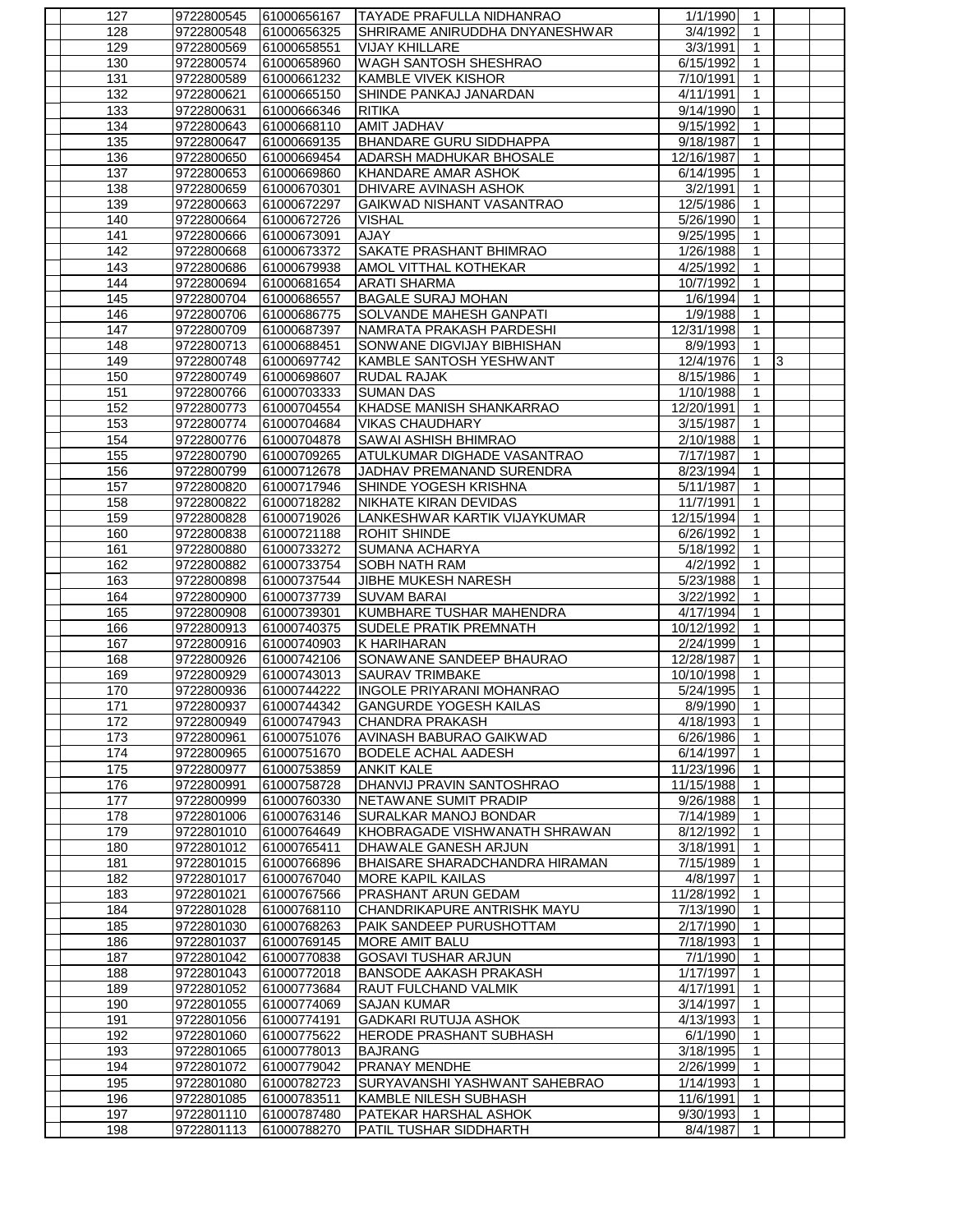| | | | | | | | |
|---|---|---|---|---|---|---|---|
| 127 | 9722800545 | 61000656167 | TAYADE PRAFULLA NIDHANRAO | 1/1/1990 | 1 | | |
| 128 | 9722800548 | 61000656325 | SHRIRAME ANIRUDDHA DNYANESHWAR | 3/4/1992 | 1 | | |
| 129 | 9722800569 | 61000658551 | VIJAY KHILLARE | 3/3/1991 | 1 | | |
| 130 | 9722800574 | 61000658960 | WAGH SANTOSH SHESHRAO | 6/15/1992 | 1 | | |
| 131 | 9722800589 | 61000661232 | KAMBLE VIVEK KISHOR | 7/10/1991 | 1 | | |
| 132 | 9722800621 | 61000665150 | SHINDE PANKAJ JANARDAN | 4/11/1991 | 1 | | |
| 133 | 9722800631 | 61000666346 | RITIKA | 9/14/1990 | 1 | | |
| 134 | 9722800643 | 61000668110 | AMIT JADHAV | 9/15/1992 | 1 | | |
| 135 | 9722800647 | 61000669135 | BHANDARE GURU SIDDHAPPA | 9/18/1987 | 1 | | |
| 136 | 9722800650 | 61000669454 | ADARSH MADHUKAR BHOSALE | 12/16/1987 | 1 | | |
| 137 | 9722800653 | 61000669860 | KHANDARE AMAR ASHOK | 6/14/1995 | 1 | | |
| 138 | 9722800659 | 61000670301 | DHIVARE AVINASH ASHOK | 3/2/1991 | 1 | | |
| 139 | 9722800663 | 61000672297 | GAIKWAD NISHANT VASANTRAO | 12/5/1986 | 1 | | |
| 140 | 9722800664 | 61000672726 | VISHAL | 5/26/1990 | 1 | | |
| 141 | 9722800666 | 61000673091 | AJAY | 9/25/1995 | 1 | | |
| 142 | 9722800668 | 61000673372 | SAKATE PRASHANT BHIMRAO | 1/26/1988 | 1 | | |
| 143 | 9722800686 | 61000679938 | AMOL VITTHAL KOTHEKAR | 4/25/1992 | 1 | | |
| 144 | 9722800694 | 61000681654 | ARATI SHARMA | 10/7/1992 | 1 | | |
| 145 | 9722800704 | 61000686557 | BAGALE SURAJ MOHAN | 1/6/1994 | 1 | | |
| 146 | 9722800706 | 61000686775 | SOLVANDE MAHESH GANPATI | 1/9/1988 | 1 | | |
| 147 | 9722800709 | 61000687397 | NAMRATA PRAKASH PARDESHI | 12/31/1998 | 1 | | |
| 148 | 9722800713 | 61000688451 | SONWANE DIGVIJAY BIBHISHAN | 8/9/1993 | 1 | | |
| 149 | 9722800748 | 61000697742 | KAMBLE SANTOSH YESHWANT | 12/4/1976 | 1 | 3 | |
| 150 | 9722800749 | 61000698607 | RUDAL RAJAK | 8/15/1986 | 1 | | |
| 151 | 9722800766 | 61000703333 | SUMAN DAS | 1/10/1988 | 1 | | |
| 152 | 9722800773 | 61000704554 | KHADSE MANISH SHANKARRAO | 12/20/1991 | 1 | | |
| 153 | 9722800774 | 61000704684 | VIKAS CHAUDHARY | 3/15/1987 | 1 | | |
| 154 | 9722800776 | 61000704878 | SAWAI ASHISH BHIMRAO | 2/10/1988 | 1 | | |
| 155 | 9722800790 | 61000709265 | ATULKUMAR DIGHADE VASANTRAO | 7/17/1987 | 1 | | |
| 156 | 9722800799 | 61000712678 | JADHAV PREMANAND SURENDRA | 8/23/1994 | 1 | | |
| 157 | 9722800820 | 61000717946 | SHINDE YOGESH KRISHNA | 5/11/1987 | 1 | | |
| 158 | 9722800822 | 61000718282 | NIKHATE KIRAN DEVIDAS | 11/7/1991 | 1 | | |
| 159 | 9722800828 | 61000719026 | LANKESHWAR KARTIK VIJAYKUMAR | 12/15/1994 | 1 | | |
| 160 | 9722800838 | 61000721188 | ROHIT SHINDE | 6/26/1992 | 1 | | |
| 161 | 9722800880 | 61000733272 | SUMANA ACHARYA | 5/18/1992 | 1 | | |
| 162 | 9722800882 | 61000733754 | SOBH NATH RAM | 4/2/1992 | 1 | | |
| 163 | 9722800898 | 61000737544 | JIBHE MUKESH NARESH | 5/23/1988 | 1 | | |
| 164 | 9722800900 | 61000737739 | SUVAM BARAI | 3/22/1992 | 1 | | |
| 165 | 9722800908 | 61000739301 | KUMBHARE TUSHAR MAHENDRA | 4/17/1994 | 1 | | |
| 166 | 9722800913 | 61000740375 | SUDELE PRATIK PREMNATH | 10/12/1992 | 1 | | |
| 167 | 9722800916 | 61000740903 | K HARIHARAN | 2/24/1999 | 1 | | |
| 168 | 9722800926 | 61000742106 | SONAWANE SANDEEP BHAURAO | 12/28/1987 | 1 | | |
| 169 | 9722800929 | 61000743013 | SAURAV TRIMBAKE | 10/10/1998 | 1 | | |
| 170 | 9722800936 | 61000744222 | INGOLE PRIYARANI MOHANRAO | 5/24/1995 | 1 | | |
| 171 | 9722800937 | 61000744342 | GANGURDE YOGESH KAILAS | 8/9/1990 | 1 | | |
| 172 | 9722800949 | 61000747943 | CHANDRA PRAKASH | 4/18/1993 | 1 | | |
| 173 | 9722800961 | 61000751076 | AVINASH BABURAO GAIKWAD | 6/26/1986 | 1 | | |
| 174 | 9722800965 | 61000751670 | BODELE ACHAL AADESH | 6/14/1997 | 1 | | |
| 175 | 9722800977 | 61000753859 | ANKIT KALE | 11/23/1996 | 1 | | |
| 176 | 9722800991 | 61000758728 | DHANVIJ PRAVIN SANTOSHRAO | 11/15/1988 | 1 | | |
| 177 | 9722800999 | 61000760330 | NETAWANE SUMIT PRADIP | 9/26/1988 | 1 | | |
| 178 | 9722801006 | 61000763146 | SURALKAR MANOJ BONDAR | 7/14/1989 | 1 | | |
| 179 | 9722801010 | 61000764649 | KHOBRAGADE VISHWANATH SHRAWAN | 8/12/1992 | 1 | | |
| 180 | 9722801012 | 61000765411 | DHAWALE GANESH ARJUN | 3/18/1991 | 1 | | |
| 181 | 9722801015 | 61000766896 | BHAISARE SHARADCHANDRA HIRAMAN | 7/15/1989 | 1 | | |
| 182 | 9722801017 | 61000767040 | MORE KAPIL KAILAS | 4/8/1997 | 1 | | |
| 183 | 9722801021 | 61000767566 | PRASHANT ARUN GEDAM | 11/28/1992 | 1 | | |
| 184 | 9722801028 | 61000768110 | CHANDRIKAPURE ANTRISHK MAYU | 7/13/1990 | 1 | | |
| 185 | 9722801030 | 61000768263 | PAIK SANDEEP PURUSHOTTAM | 2/17/1990 | 1 | | |
| 186 | 9722801037 | 61000769145 | MORE AMIT BALU | 7/18/1993 | 1 | | |
| 187 | 9722801042 | 61000770838 | GOSAVI TUSHAR ARJUN | 7/1/1990 | 1 | | |
| 188 | 9722801043 | 61000772018 | BANSODE AAKASH PRAKASH | 1/17/1997 | 1 | | |
| 189 | 9722801052 | 61000773684 | RAUT FULCHAND VALMIK | 4/17/1991 | 1 | | |
| 190 | 9722801055 | 61000774069 | SAJAN KUMAR | 3/14/1997 | 1 | | |
| 191 | 9722801056 | 61000774191 | GADKARI RUTUJA ASHOK | 4/13/1993 | 1 | | |
| 192 | 9722801060 | 61000775622 | HERODE PRASHANT SUBHASH | 6/1/1990 | 1 | | |
| 193 | 9722801065 | 61000778013 | BAJRANG | 3/18/1995 | 1 | | |
| 194 | 9722801072 | 61000779042 | PRANAY MENDHE | 2/26/1999 | 1 | | |
| 195 | 9722801080 | 61000782723 | SURYAVANSHI YASHWANT SAHEBRAO | 1/14/1993 | 1 | | |
| 196 | 9722801085 | 61000783511 | KAMBLE NILESH SUBHASH | 11/6/1991 | 1 | | |
| 197 | 9722801110 | 61000787480 | PATEKAR HARSHAL ASHOK | 9/30/1993 | 1 | | |
| 198 | 9722801113 | 61000788270 | PATIL TUSHAR SIDDHARTH | 8/4/1987 | 1 | | |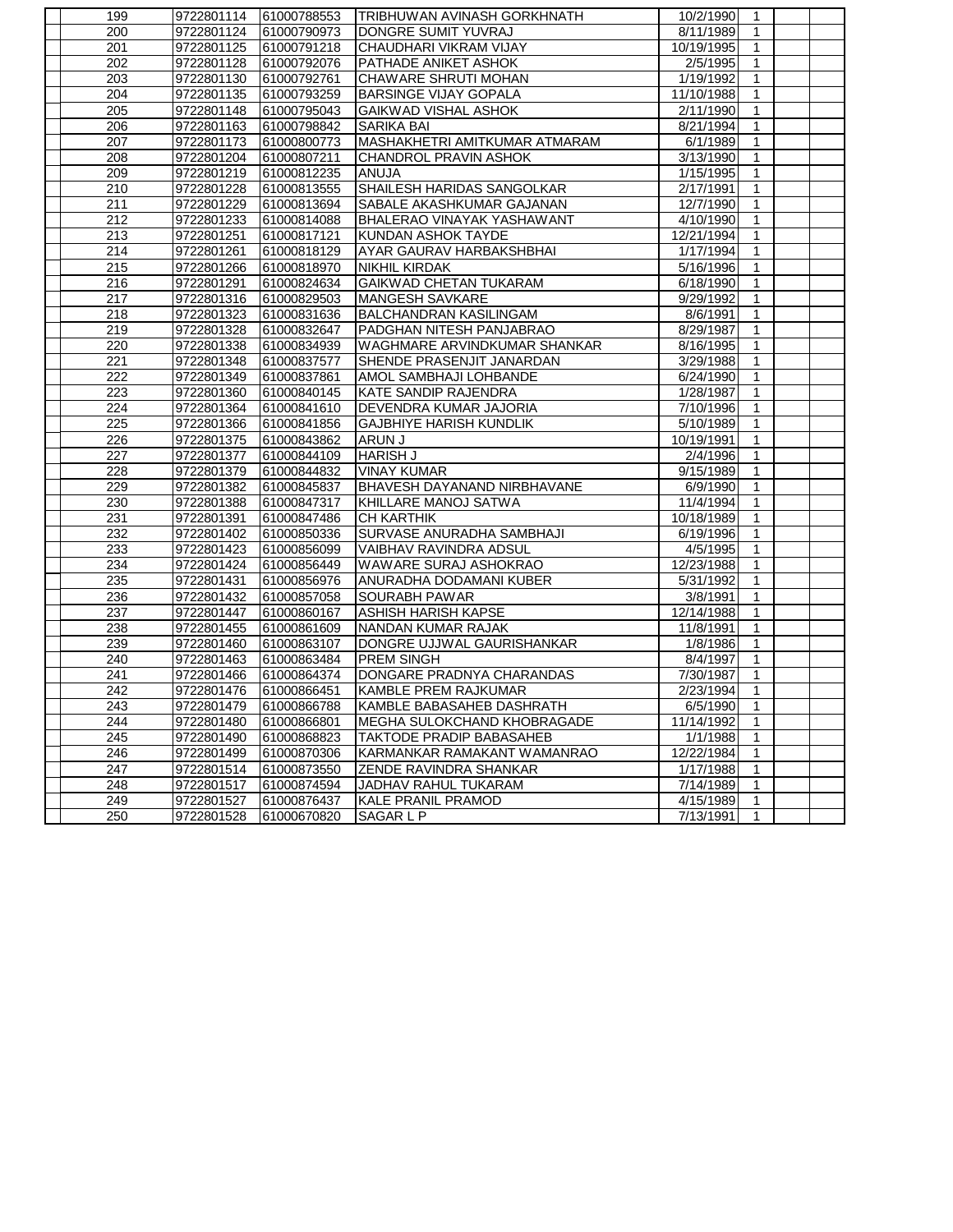| | | | | | | | | |
|---|---|---|---|---|---|---|---|---|
| | 199 | 9722801114 | 61000788553 | TRIBHUWAN AVINASH GORKHNATH | 10/2/1990 | 1 | | |
| | 200 | 9722801124 | 61000790973 | DONGRE SUMIT YUVRAJ | 8/11/1989 | 1 | | |
| | 201 | 9722801125 | 61000791218 | CHAUDHARI VIKRAM VIJAY | 10/19/1995 | 1 | | |
| | 202 | 9722801128 | 61000792076 | PATHADE ANIKET ASHOK | 2/5/1995 | 1 | | |
| | 203 | 9722801130 | 61000792761 | CHAWARE SHRUTI MOHAN | 1/19/1992 | 1 | | |
| | 204 | 9722801135 | 61000793259 | BARSINGE VIJAY GOPALA | 11/10/1988 | 1 | | |
| | 205 | 9722801148 | 61000795043 | GAIKWAD VISHAL ASHOK | 2/11/1990 | 1 | | |
| | 206 | 9722801163 | 61000798842 | SARIKA BAI | 8/21/1994 | 1 | | |
| | 207 | 9722801173 | 61000800773 | MASHAKHETRI AMITKUMAR ATMARAM | 6/1/1989 | 1 | | |
| | 208 | 9722801204 | 61000807211 | CHANDROL PRAVIN ASHOK | 3/13/1990 | 1 | | |
| | 209 | 9722801219 | 61000812235 | ANUJA | 1/15/1995 | 1 | | |
| | 210 | 9722801228 | 61000813555 | SHAILESH HARIDAS SANGOLKAR | 2/17/1991 | 1 | | |
| | 211 | 9722801229 | 61000813694 | SABALE AKASHKUMAR GAJANAN | 12/7/1990 | 1 | | |
| | 212 | 9722801233 | 61000814088 | BHALERAO VINAYAK YASHAWANT | 4/10/1990 | 1 | | |
| | 213 | 9722801251 | 61000817121 | KUNDAN ASHOK TAYDE | 12/21/1994 | 1 | | |
| | 214 | 9722801261 | 61000818129 | AYAR GAURAV HARBAKSHBHAI | 1/17/1994 | 1 | | |
| | 215 | 9722801266 | 61000818970 | NIKHIL KIRDAK | 5/16/1996 | 1 | | |
| | 216 | 9722801291 | 61000824634 | GAIKWAD CHETAN TUKARAM | 6/18/1990 | 1 | | |
| | 217 | 9722801316 | 61000829503 | MANGESH SAVKARE | 9/29/1992 | 1 | | |
| | 218 | 9722801323 | 61000831636 | BALCHANDRAN KASILINGAM | 8/6/1991 | 1 | | |
| | 219 | 9722801328 | 61000832647 | PADGHAN NITESH PANJABRAO | 8/29/1987 | 1 | | |
| | 220 | 9722801338 | 61000834939 | WAGHMARE ARVINDKUMAR SHANKAR | 8/16/1995 | 1 | | |
| | 221 | 9722801348 | 61000837577 | SHENDE PRASENJIT JANARDAN | 3/29/1988 | 1 | | |
| | 222 | 9722801349 | 61000837861 | AMOL SAMBHAJI LOHBANDE | 6/24/1990 | 1 | | |
| | 223 | 9722801360 | 61000840145 | KATE SANDIP RAJENDRA | 1/28/1987 | 1 | | |
| | 224 | 9722801364 | 61000841610 | DEVENDRA KUMAR JAJORIA | 7/10/1996 | 1 | | |
| | 225 | 9722801366 | 61000841856 | GAJBHIYE HARISH KUNDLIK | 5/10/1989 | 1 | | |
| | 226 | 9722801375 | 61000843862 | ARUN J | 10/19/1991 | 1 | | |
| | 227 | 9722801377 | 61000844109 | HARISH J | 2/4/1996 | 1 | | |
| | 228 | 9722801379 | 61000844832 | VINAY KUMAR | 9/15/1989 | 1 | | |
| | 229 | 9722801382 | 61000845837 | BHAVESH DAYANAND NIRBHAVANE | 6/9/1990 | 1 | | |
| | 230 | 9722801388 | 61000847317 | KHILLARE MANOJ SATWA | 11/4/1994 | 1 | | |
| | 231 | 9722801391 | 61000847486 | CH KARTHIK | 10/18/1989 | 1 | | |
| | 232 | 9722801402 | 61000850336 | SURVASE ANURADHA SAMBHAJI | 6/19/1996 | 1 | | |
| | 233 | 9722801423 | 61000856099 | VAIBHAV RAVINDRA ADSUL | 4/5/1995 | 1 | | |
| | 234 | 9722801424 | 61000856449 | WAWARE SURAJ ASHOKRAO | 12/23/1988 | 1 | | |
| | 235 | 9722801431 | 61000856976 | ANURADHA DODAMANI KUBER | 5/31/1992 | 1 | | |
| | 236 | 9722801432 | 61000857058 | SOURABH PAWAR | 3/8/1991 | 1 | | |
| | 237 | 9722801447 | 61000860167 | ASHISH HARISH KAPSE | 12/14/1988 | 1 | | |
| | 238 | 9722801455 | 61000861609 | NANDAN KUMAR RAJAK | 11/8/1991 | 1 | | |
| | 239 | 9722801460 | 61000863107 | DONGRE UJJWAL GAURISHANKAR | 1/8/1986 | 1 | | |
| | 240 | 9722801463 | 61000863484 | PREM SINGH | 8/4/1997 | 1 | | |
| | 241 | 9722801466 | 61000864374 | DONGARE PRADNYA CHARANDAS | 7/30/1987 | 1 | | |
| | 242 | 9722801476 | 61000866451 | KAMBLE PREM RAJKUMAR | 2/23/1994 | 1 | | |
| | 243 | 9722801479 | 61000866788 | KAMBLE BABASAHEB DASHRATH | 6/5/1990 | 1 | | |
| | 244 | 9722801480 | 61000866801 | MEGHA SULOKCHAND KHOBRAGADE | 11/14/1992 | 1 | | |
| | 245 | 9722801490 | 61000868823 | TAKTODE PRADIP BABASAHEB | 1/1/1988 | 1 | | |
| | 246 | 9722801499 | 61000870306 | KARMANKAR RAMAKANT WAMANRAO | 12/22/1984 | 1 | | |
| | 247 | 9722801514 | 61000873550 | ZENDE RAVINDRA SHANKAR | 1/17/1988 | 1 | | |
| | 248 | 9722801517 | 61000874594 | JADHAV RAHUL TUKARAM | 7/14/1989 | 1 | | |
| | 249 | 9722801527 | 61000876437 | KALE PRANIL PRAMOD | 4/15/1989 | 1 | | |
| | 250 | 9722801528 | 61000670820 | SAGAR L P | 7/13/1991 | 1 | | |